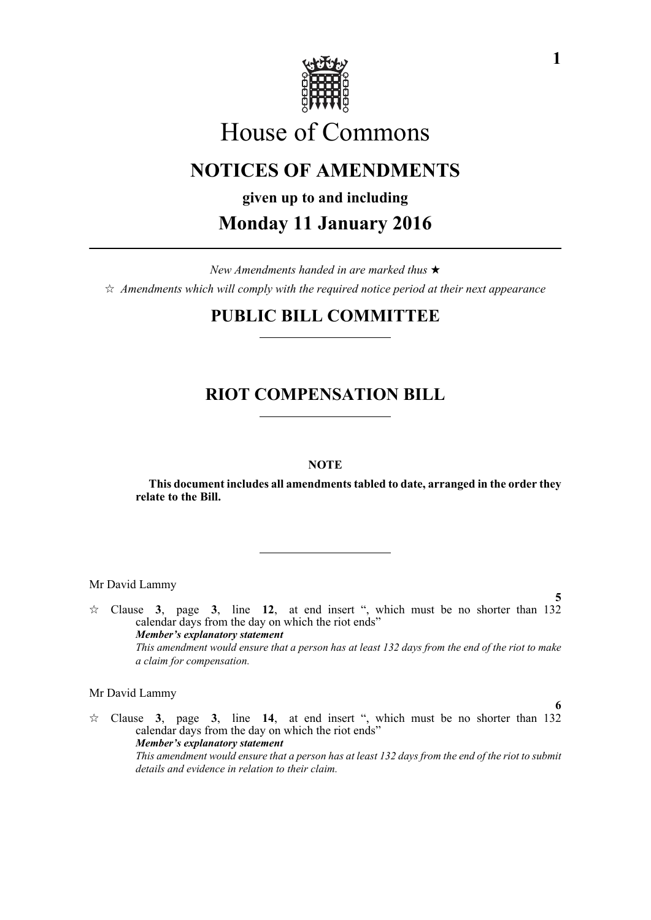# House of Commons

## NOTICES OF AMENDMENTS

**given up to and including**

## Monday 11 January 2016

*New Amendments handed in are marked thus* ★

☆ *Amendments which will comply with the required notice period at their next appearance*

## PUBLIC BILL COMMITTEE

## RIOT COMPENSATION BILL

**NOTE**

**This document includes all amendments tabled to date, arranged in the order they relate to the Bill.**

Mr David Lammy

**5**

☆ Clause **3**, page **3**, line **12**, at end insert ", which must be no shorter than 132 calendar days from the day on which the riot ends"

***Member's explanatory statement***

*This amendment would ensure that a person has at least 132 days from the end of the riot to make a claim for compensation.*

Mr David Lammy

**6**

☆ Clause **3**, page **3**, line **14**, at end insert ", which must be no shorter than 132 calendar days from the day on which the riot ends"

***Member's explanatory statement***

*This amendment would ensure that a person has at least 132 days from the end of the riot to submit details and evidence in relation to their claim.*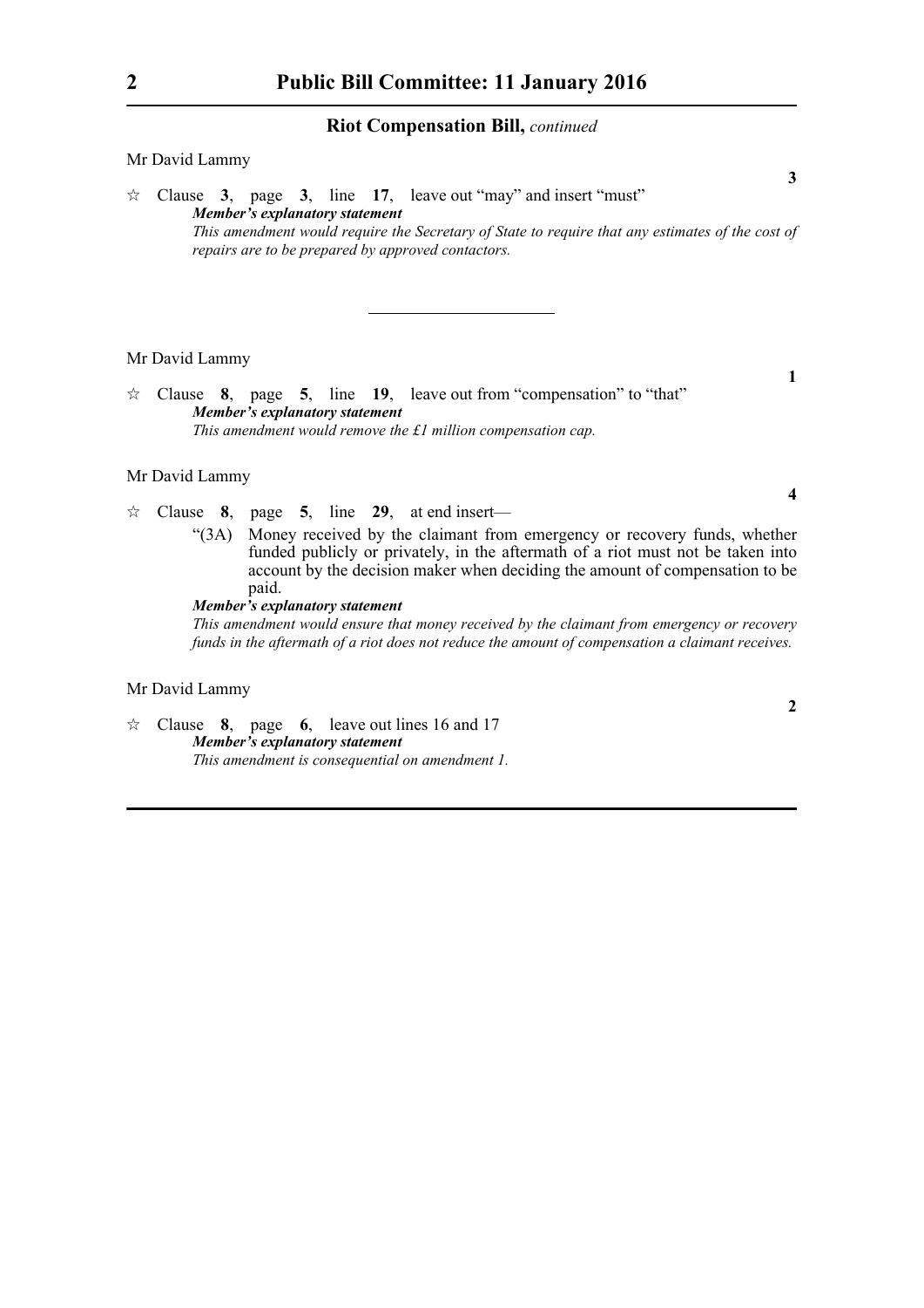**Riot Compensation Bill,** *continued*

Mr David Lammy

**3**

☆ Clause **3**, page **3**, line **17**, leave out "may" and insert "must"

***Member's explanatory statement***

*This amendment would require the Secretary of State to require that any estimates of the cost of repairs are to be prepared by approved contactors.*

---

Mr David Lammy

**1**

☆ Clause **8**, page **5**, line **19**, leave out from "compensation" to "that"

***Member's explanatory statement***

*This amendment would remove the £1 million compensation cap.*

Mr David Lammy

**4**

☆ Clause **8**, page **5**, line **29**, at end insert—

"(3A) Money received by the claimant from emergency or recovery funds, whether funded publicly or privately, in the aftermath of a riot must not be taken into account by the decision maker when deciding the amount of compensation to be paid.

***Member's explanatory statement***

*This amendment would ensure that money received by the claimant from emergency or recovery funds in the aftermath of a riot does not reduce the amount of compensation a claimant receives.*

Mr David Lammy

**2**

☆ Clause **8**, page **6**, leave out lines 16 and 17

***Member's explanatory statement***

*This amendment is consequential on amendment 1.*